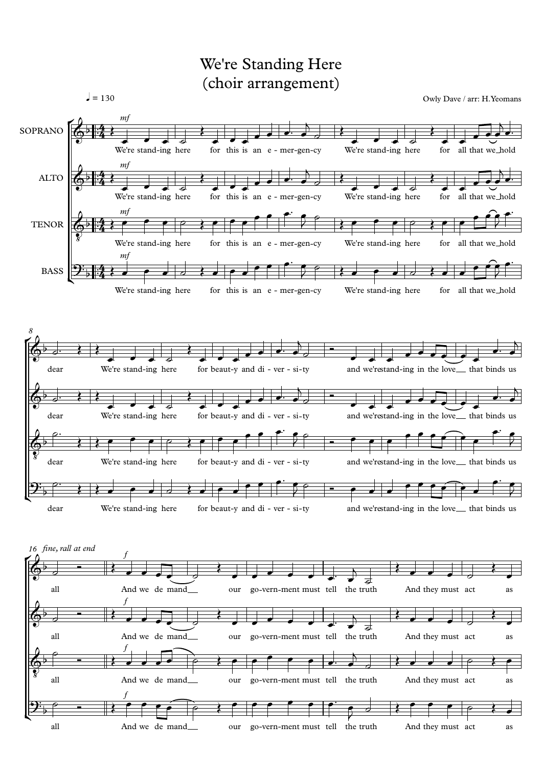# We're Standing Here
## (choir arrangement)

♩ = 130

Owly Dave / arr: H.Yeomans

SOPRANO / ALTO / TENOR / BASS

*mf*

We're stand-ing here for this is an e - mer-gen-cy We're stand-ing here for all that we hold dear We're stand-ing here for beaut-y and di - ver - si-ty and we're stand-ing in the love that binds us all

*fine, rall at end*

*f*

And we de mand our go-vern-ment must tell the truth And they must act as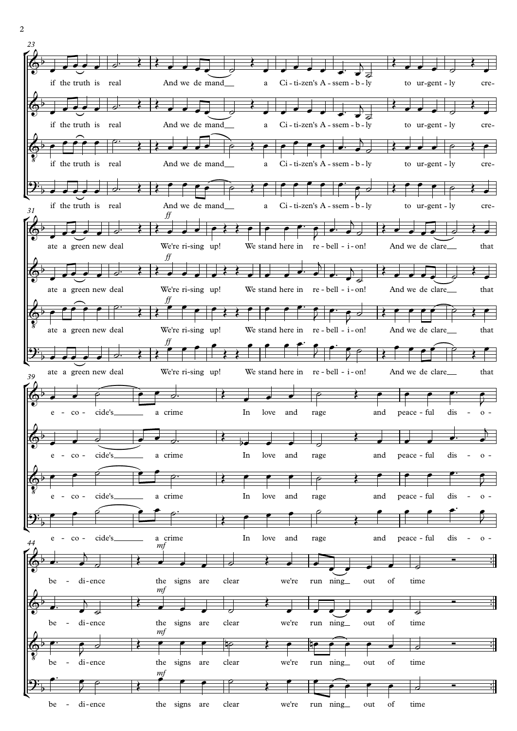if the truth is real And we de mand__ a Ci - ti - zen's A - ssem - b - ly to ur - gent - ly cre - ate a green new deal

*ff*

We're ri - sing up! We stand here in re - bell - i - on! And we de clare__ that e - co - cide's______ a crime In love and rage and peace - ful dis - o - be - di - ence

*mf*

the signs are clear we're run ning__ out of time